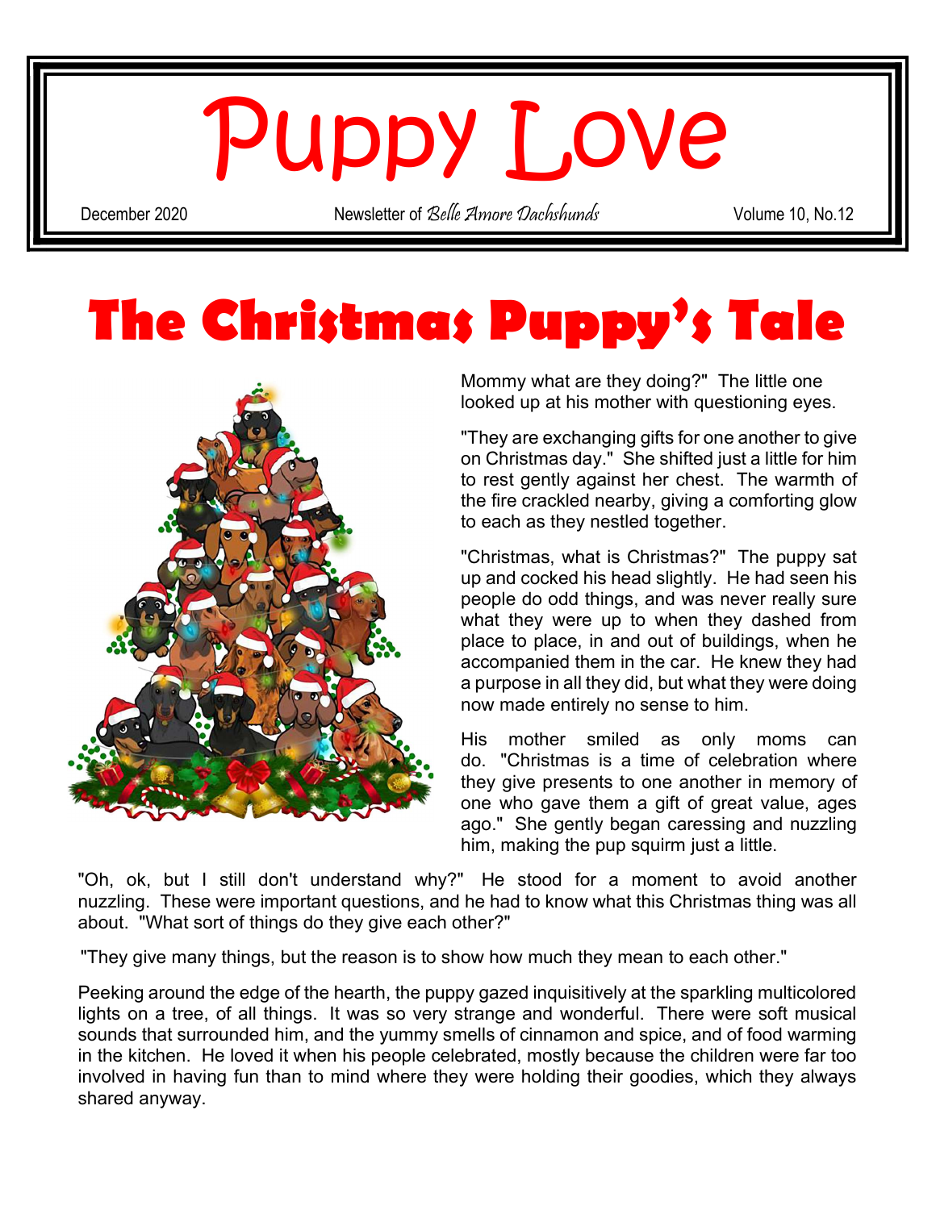# Puppy Love

December 2020 | Newsletter of *Belle Amore Dachshunds* | Volume 10, No.12

## The Christmas Puppy's Tale

Mommy what are they doing?" The little one looked up at his mother with questioning eyes.

"They are exchanging gifts for one another to give on Christmas day." She shifted just a little for him to rest gently against her chest. The warmth of the fire crackled nearby, giving a comforting glow to each as they nestled together.

"Christmas, what is Christmas?" The puppy sat up and cocked his head slightly. He had seen his people do odd things, and was never really sure what they were up to when they dashed from place to place, in and out of buildings, when he accompanied them in the car. He knew they had a purpose in all they did, but what they were doing now made entirely no sense to him.

His mother smiled as only moms can do. "Christmas is a time of celebration where they give presents to one another in memory of one who gave them a gift of great value, ages ago." She gently began caressing and nuzzling him, making the pup squirm just a little.

"Oh, ok, but I still don't understand why?" He stood for a moment to avoid another nuzzling. These were important questions, and he had to know what this Christmas thing was all about. "What sort of things do they give each other?"

"They give many things, but the reason is to show how much they mean to each other."

Peeking around the edge of the hearth, the puppy gazed inquisitively at the sparkling multicolored lights on a tree, of all things. It was so very strange and wonderful. There were soft musical sounds that surrounded him, and the yummy smells of cinnamon and spice, and of food warming in the kitchen. He loved it when his people celebrated, mostly because the children were far too involved in having fun than to mind where they were holding their goodies, which they always shared anyway.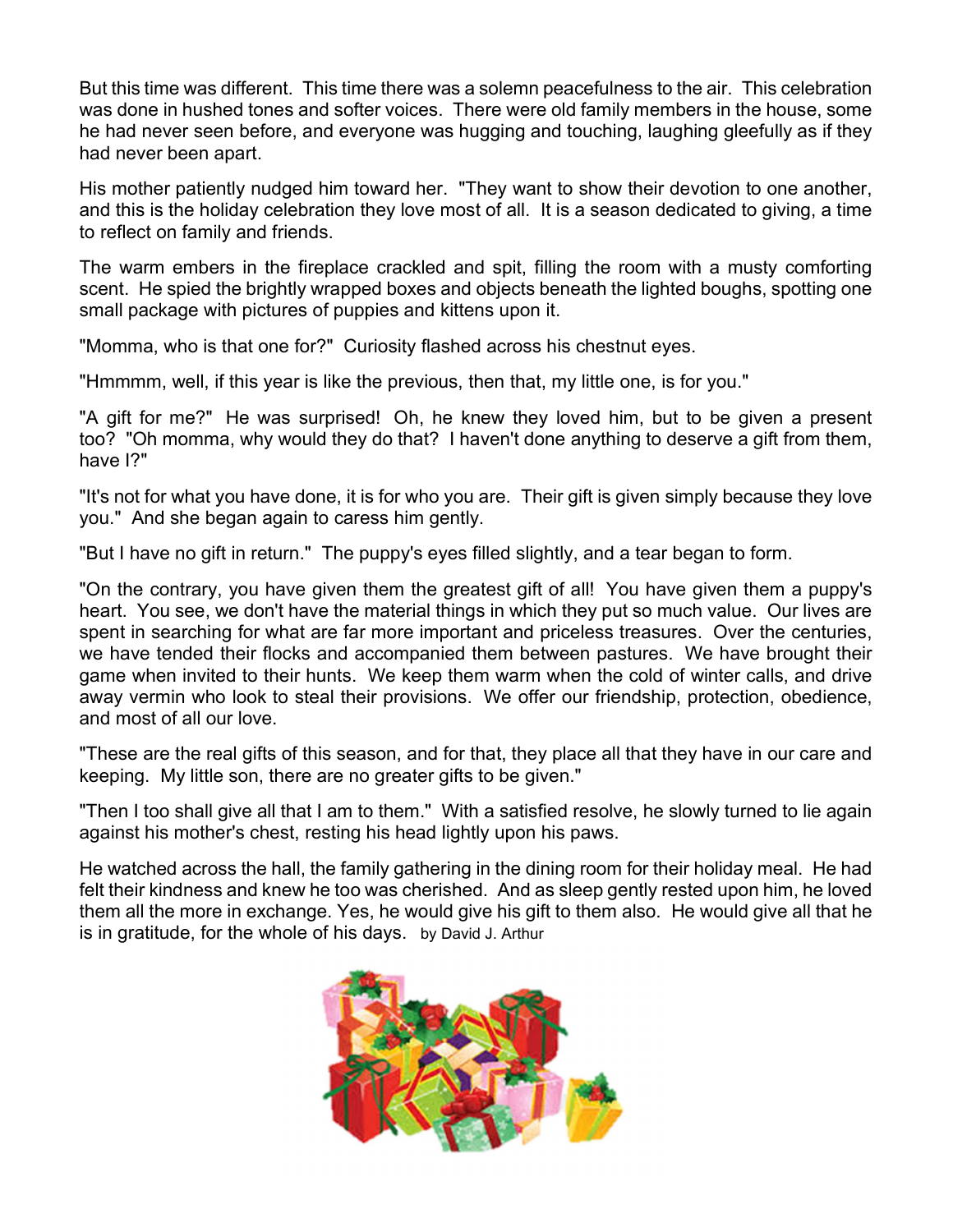But this time was different. This time there was a solemn peacefulness to the air. This celebration was done in hushed tones and softer voices. There were old family members in the house, some he had never seen before, and everyone was hugging and touching, laughing gleefully as if they had never been apart.

His mother patiently nudged him toward her. "They want to show their devotion to one another, and this is the holiday celebration they love most of all. It is a season dedicated to giving, a time to reflect on family and friends.

The warm embers in the fireplace crackled and spit, filling the room with a musty comforting scent. He spied the brightly wrapped boxes and objects beneath the lighted boughs, spotting one small package with pictures of puppies and kittens upon it.

"Momma, who is that one for?" Curiosity flashed across his chestnut eyes.

"Hmmmm, well, if this year is like the previous, then that, my little one, is for you."

"A gift for me?" He was surprised! Oh, he knew they loved him, but to be given a present too? "Oh momma, why would they do that? I haven't done anything to deserve a gift from them, have I?"

"It's not for what you have done, it is for who you are. Their gift is given simply because they love you." And she began again to caress him gently.

"But I have no gift in return." The puppy's eyes filled slightly, and a tear began to form.

"On the contrary, you have given them the greatest gift of all! You have given them a puppy's heart. You see, we don't have the material things in which they put so much value. Our lives are spent in searching for what are far more important and priceless treasures. Over the centuries, we have tended their flocks and accompanied them between pastures. We have brought their game when invited to their hunts. We keep them warm when the cold of winter calls, and drive away vermin who look to steal their provisions. We offer our friendship, protection, obedience, and most of all our love.

"These are the real gifts of this season, and for that, they place all that they have in our care and keeping. My little son, there are no greater gifts to be given."

"Then I too shall give all that I am to them." With a satisfied resolve, he slowly turned to lie again against his mother's chest, resting his head lightly upon his paws.

He watched across the hall, the family gathering in the dining room for their holiday meal. He had felt their kindness and knew he too was cherished. And as sleep gently rested upon him, he loved them all the more in exchange. Yes, he would give his gift to them also. He would give all that he is in gratitude, for the whole of his days. by David J. Arthur